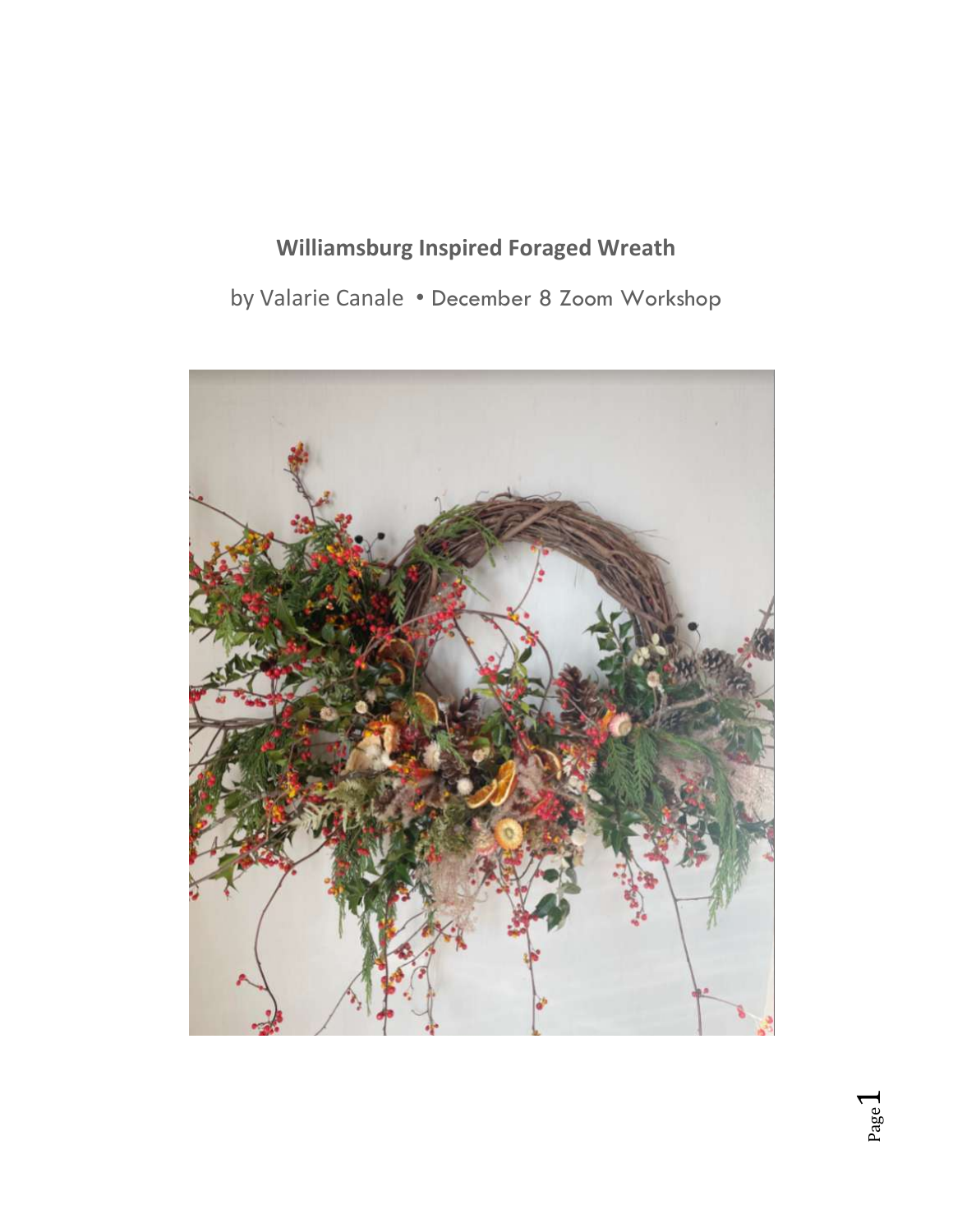# Williamsburg Inspired Foraged Wreath

by Valarie Canale • December 8 Zoom Workshop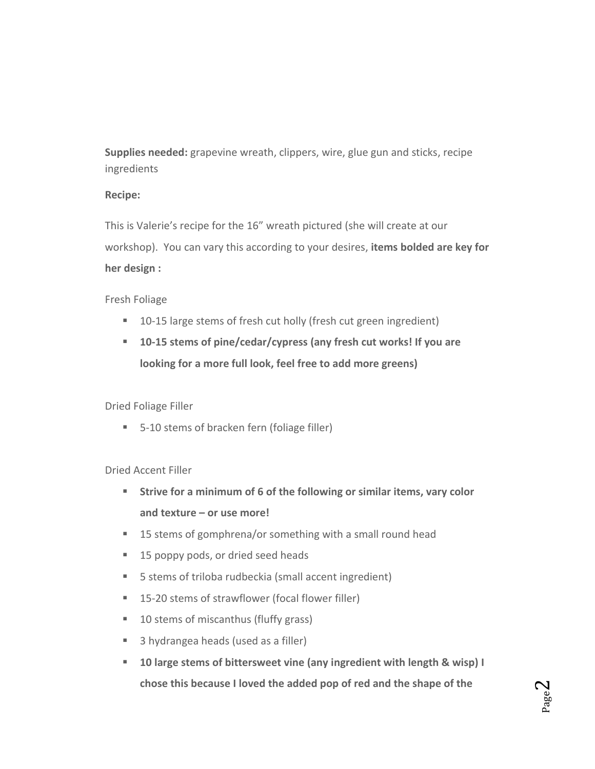**Supplies needed:** grapevine wreath, clippers, wire, glue gun and sticks, recipe ingredients

**Recipe:**

This is Valerie's recipe for the 16" wreath pictured (she will create at our workshop). You can vary this according to your desires, **items bolded are key for her design :**

Fresh Foliage

- 10-15 large stems of fresh cut holly (fresh cut green ingredient)
- **10-15 stems of pine/cedar/cypress (any fresh cut works! If you are looking for a more full look, feel free to add more greens)**

Dried Foliage Filler

- 5-10 stems of bracken fern (foliage filler)

Dried Accent Filler

- **Strive for a minimum of 6 of the following or similar items, vary color and texture – or use more!**
- 15 stems of gomphrena/or something with a small round head
- 15 poppy pods, or dried seed heads
- 5 stems of triloba rudbeckia (small accent ingredient)
- 15-20 stems of strawflower (focal flower filler)
- 10 stems of miscanthus (fluffy grass)
- 3 hydrangea heads (used as a filler)
- **10 large stems of bittersweet vine (any ingredient with length & wisp) I chose this because I loved the added pop of red and the shape of the**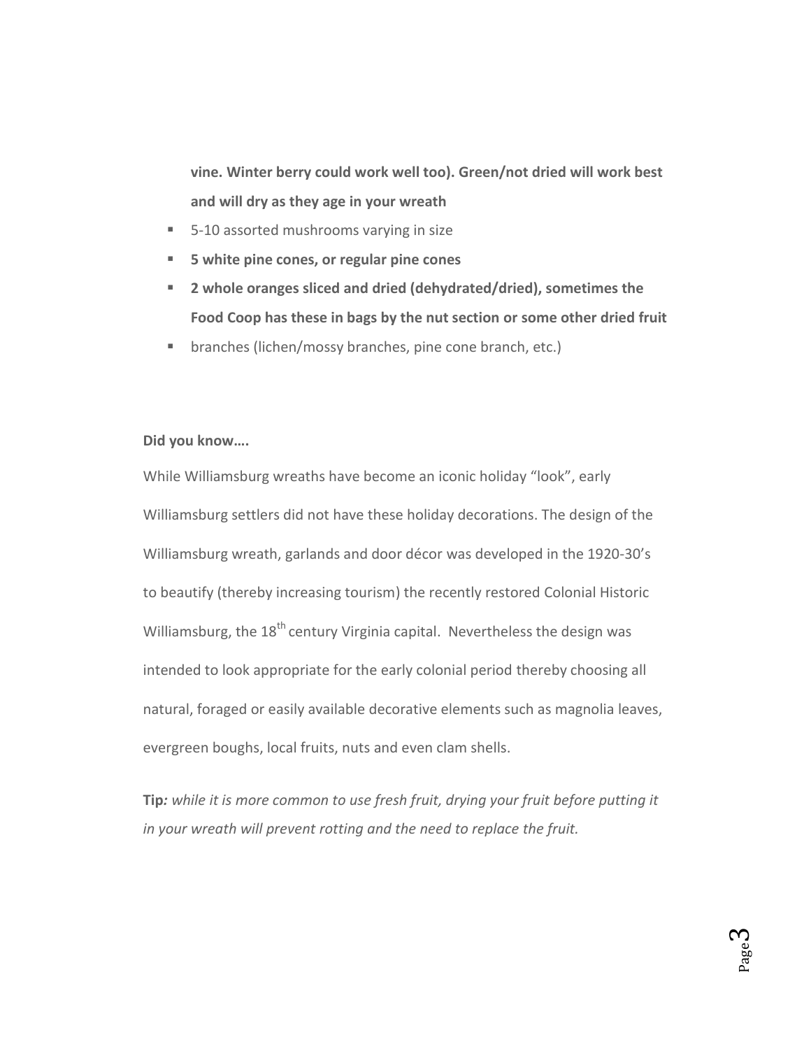**vine. Winter berry could work well too). Green/not dried will work best and will dry as they age in your wreath**

- 5-10 assorted mushrooms varying in size
- **5 white pine cones, or regular pine cones**
- **2 whole oranges sliced and dried (dehydrated/dried), sometimes the Food Coop has these in bags by the nut section or some other dried fruit**
- branches (lichen/mossy branches, pine cone branch, etc.)

**Did you know….**

While Williamsburg wreaths have become an iconic holiday "look", early Williamsburg settlers did not have these holiday decorations. The design of the Williamsburg wreath, garlands and door décor was developed in the 1920-30's to beautify (thereby increasing tourism) the recently restored Colonial Historic Williamsburg, the 18th century Virginia capital. Nevertheless the design was intended to look appropriate for the early colonial period thereby choosing all natural, foraged or easily available decorative elements such as magnolia leaves, evergreen boughs, local fruits, nuts and even clam shells.

**Tip***: while it is more common to use fresh fruit, drying your fruit before putting it in your wreath will prevent rotting and the need to replace the fruit.*